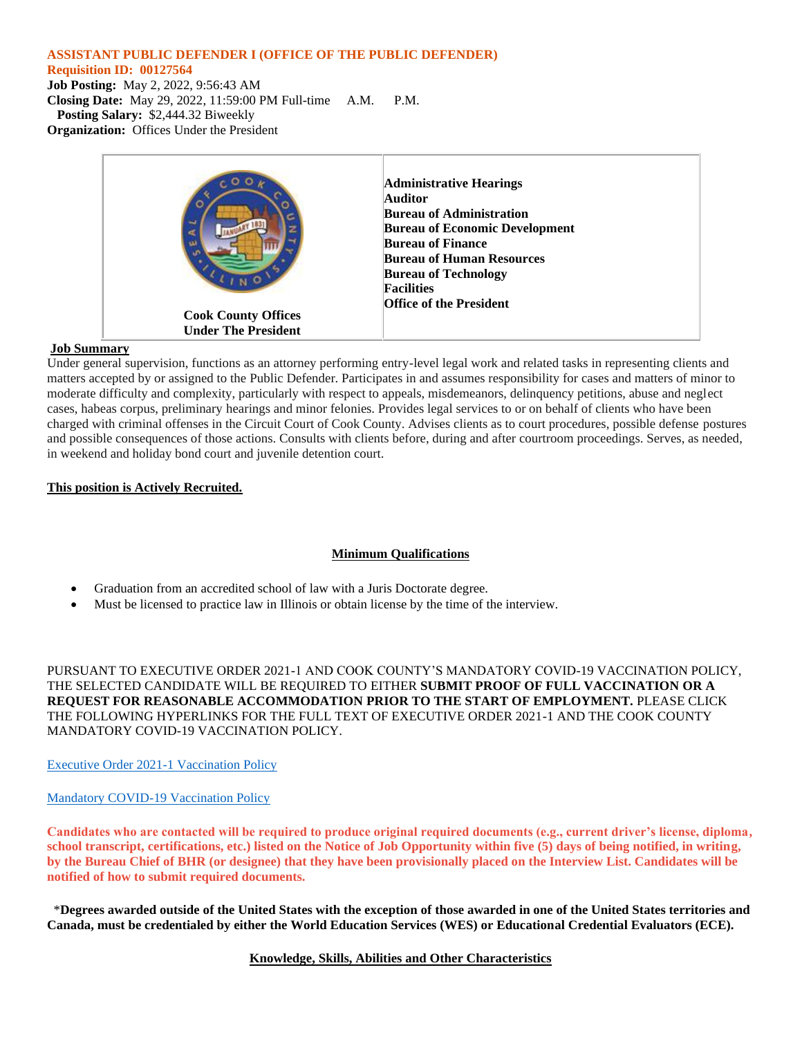**ASSISTANT PUBLIC DEFENDER I (OFFICE OF THE PUBLIC DEFENDER)**
**Requisition ID: 00127564**
**Job Posting:** May 2, 2022, 9:56:43 AM
**Closing Date:** May 29, 2022, 11:59:00 PM Full-time A.M. P.M.
**Posting Salary:** $2,444.32 Biweekly
**Organization:** Offices Under the President

| **Cook County Offices Under The President** | **Administrative Hearings**<br>**Auditor**<br>**Bureau of Administration**<br>**Bureau of Economic Development**<br>**Bureau of Finance**<br>**Bureau of Human Resources**<br>**Bureau of Technology**<br>**Facilities**<br>**Office of the President** |
|---|---|

**Job Summary**

Under general supervision, functions as an attorney performing entry-level legal work and related tasks in representing clients and matters accepted by or assigned to the Public Defender. Participates in and assumes responsibility for cases and matters of minor to moderate difficulty and complexity, particularly with respect to appeals, misdemeanors, delinquency petitions, abuse and neglect cases, habeas corpus, preliminary hearings and minor felonies. Provides legal services to or on behalf of clients who have been charged with criminal offenses in the Circuit Court of Cook County. Advises clients as to court procedures, possible defense postures and possible consequences of those actions. Consults with clients before, during and after courtroom proceedings. Serves, as needed, in weekend and holiday bond court and juvenile detention court.

**This position is Actively Recruited.**

**Minimum Qualifications**

- Graduation from an accredited school of law with a Juris Doctorate degree.
- Must be licensed to practice law in Illinois or obtain license by the time of the interview.

PURSUANT TO EXECUTIVE ORDER 2021-1 AND COOK COUNTY'S MANDATORY COVID-19 VACCINATION POLICY, THE SELECTED CANDIDATE WILL BE REQUIRED TO EITHER **SUBMIT PROOF OF FULL VACCINATION OR A REQUEST FOR REASONABLE ACCOMMODATION PRIOR TO THE START OF EMPLOYMENT.** PLEASE CLICK THE FOLLOWING HYPERLINKS FOR THE FULL TEXT OF EXECUTIVE ORDER 2021-1 AND THE COOK COUNTY MANDATORY COVID-19 VACCINATION POLICY.

Executive Order 2021-1 Vaccination Policy

Mandatory COVID-19 Vaccination Policy

**Candidates who are contacted will be required to produce original required documents (e.g., current driver's license, diploma, school transcript, certifications, etc.) listed on the Notice of Job Opportunity within five (5) days of being notified, in writing, by the Bureau Chief of BHR (or designee) that they have been provisionally placed on the Interview List. Candidates will be notified of how to submit required documents.**

***Degrees awarded outside of the United States with the exception of those awarded in one of the United States territories and Canada, must be credentialed by either the World Education Services (WES) or Educational Credential Evaluators (ECE).**

**Knowledge, Skills, Abilities and Other Characteristics**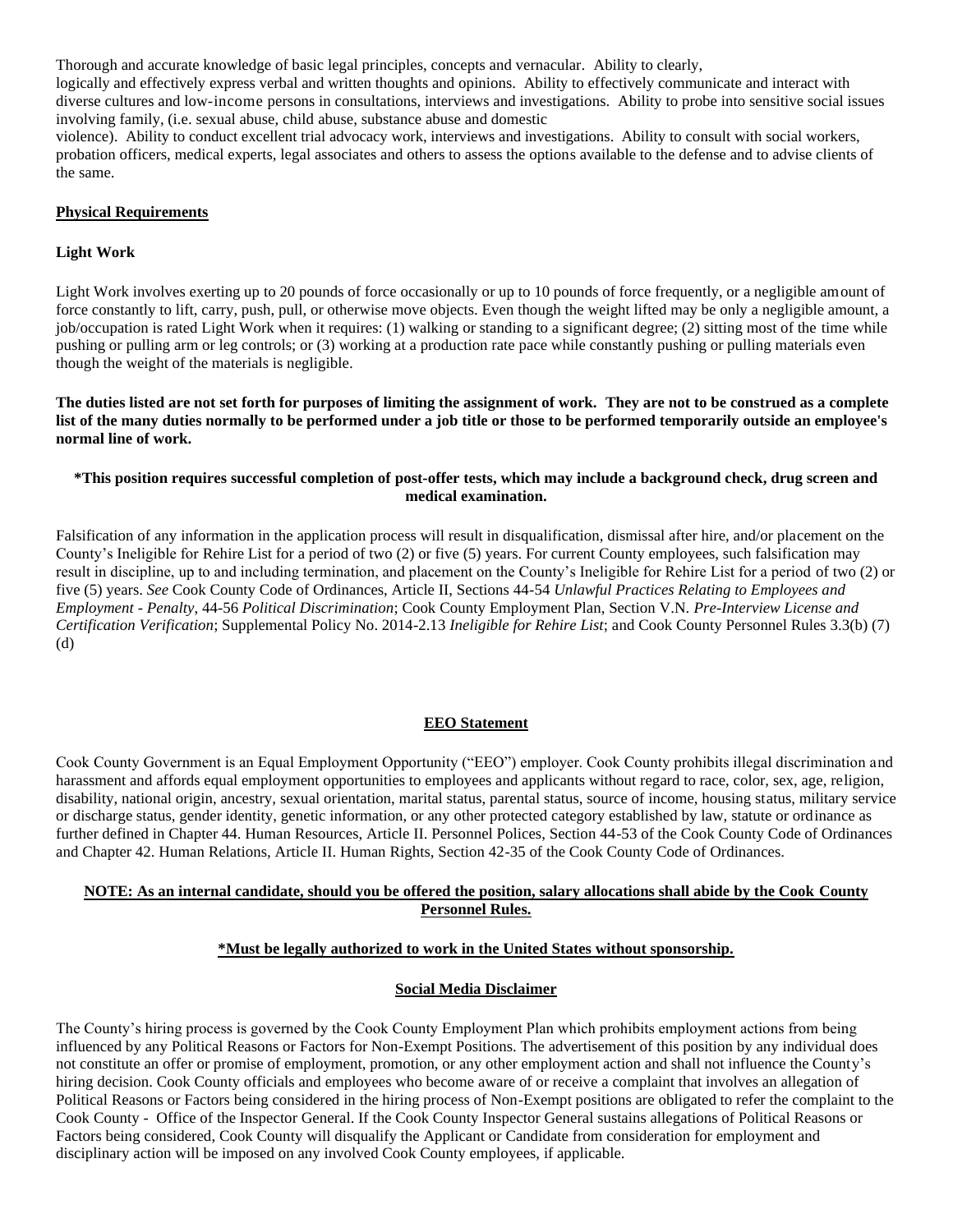Thorough and accurate knowledge of basic legal principles, concepts and vernacular. Ability to clearly, logically and effectively express verbal and written thoughts and opinions. Ability to effectively communicate and interact with diverse cultures and low-income persons in consultations, interviews and investigations. Ability to probe into sensitive social issues involving family, (i.e. sexual abuse, child abuse, substance abuse and domestic violence). Ability to conduct excellent trial advocacy work, interviews and investigations. Ability to consult with social workers, probation officers, medical experts, legal associates and others to assess the options available to the defense and to advise clients of the same.

**Physical Requirements**

**Light Work**

Light Work involves exerting up to 20 pounds of force occasionally or up to 10 pounds of force frequently, or a negligible amount of force constantly to lift, carry, push, pull, or otherwise move objects. Even though the weight lifted may be only a negligible amount, a job/occupation is rated Light Work when it requires: (1) walking or standing to a significant degree; (2) sitting most of the time while pushing or pulling arm or leg controls; or (3) working at a production rate pace while constantly pushing or pulling materials even though the weight of the materials is negligible.

**The duties listed are not set forth for purposes of limiting the assignment of work. They are not to be construed as a complete list of the many duties normally to be performed under a job title or those to be performed temporarily outside an employee's normal line of work.**

**\*This position requires successful completion of post-offer tests, which may include a background check, drug screen and medical examination.**

Falsification of any information in the application process will result in disqualification, dismissal after hire, and/or placement on the County's Ineligible for Rehire List for a period of two (2) or five (5) years. For current County employees, such falsification may result in discipline, up to and including termination, and placement on the County's Ineligible for Rehire List for a period of two (2) or five (5) years. *See* Cook County Code of Ordinances, Article II, Sections 44-54 *Unlawful Practices Relating to Employees and Employment - Penalty,* 44-56 *Political Discrimination*; Cook County Employment Plan, Section V.N. *Pre-Interview License and Certification Verification*; Supplemental Policy No. 2014-2.13 *Ineligible for Rehire List*; and Cook County Personnel Rules 3.3(b) (7) (d)

**EEO Statement**

Cook County Government is an Equal Employment Opportunity ("EEO") employer. Cook County prohibits illegal discrimination and harassment and affords equal employment opportunities to employees and applicants without regard to race, color, sex, age, religion, disability, national origin, ancestry, sexual orientation, marital status, parental status, source of income, housing status, military service or discharge status, gender identity, genetic information, or any other protected category established by law, statute or ordinance as further defined in Chapter 44. Human Resources, Article II. Personnel Polices, Section 44-53 of the Cook County Code of Ordinances and Chapter 42. Human Relations, Article II. Human Rights, Section 42-35 of the Cook County Code of Ordinances.

**NOTE: As an internal candidate, should you be offered the position, salary allocations shall abide by the Cook County Personnel Rules.**

**\*Must be legally authorized to work in the United States without sponsorship.**

**Social Media Disclaimer**

The County's hiring process is governed by the Cook County Employment Plan which prohibits employment actions from being influenced by any Political Reasons or Factors for Non-Exempt Positions. The advertisement of this position by any individual does not constitute an offer or promise of employment, promotion, or any other employment action and shall not influence the County's hiring decision. Cook County officials and employees who become aware of or receive a complaint that involves an allegation of Political Reasons or Factors being considered in the hiring process of Non-Exempt positions are obligated to refer the complaint to the Cook County - Office of the Inspector General. If the Cook County Inspector General sustains allegations of Political Reasons or Factors being considered, Cook County will disqualify the Applicant or Candidate from consideration for employment and disciplinary action will be imposed on any involved Cook County employees, if applicable.